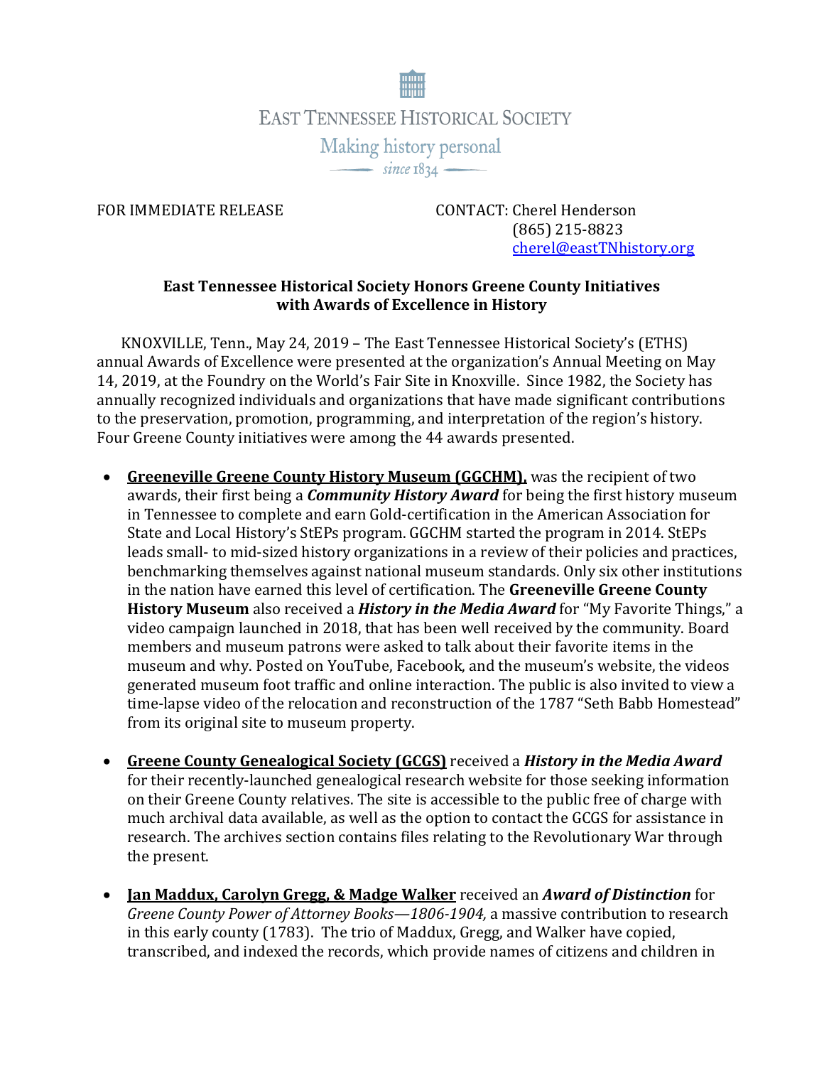EAST TENNESSEE HISTORICAL SOCIETY

Making history personal

since 1834

FOR IMMEDIATE RELEASE

CONTACT: Cherel Henderson
(865) 215-8823
cherel@eastTNhistory.org

**East Tennessee Historical Society Honors Greene County Initiatives with Awards of Excellence in History**

KNOXVILLE, Tenn., May 24, 2019 – The East Tennessee Historical Society's (ETHS) annual Awards of Excellence were presented at the organization's Annual Meeting on May 14, 2019, at the Foundry on the World's Fair Site in Knoxville. Since 1982, the Society has annually recognized individuals and organizations that have made significant contributions to the preservation, promotion, programming, and interpretation of the region's history. Four Greene County initiatives were among the 44 awards presented.

- **Greeneville Greene County History Museum (GGCHM),** was the recipient of two awards, their first being a ***Community History Award*** for being the first history museum in Tennessee to complete and earn Gold-certification in the American Association for State and Local History's StEPs program. GGCHM started the program in 2014. StEPs leads small- to mid-sized history organizations in a review of their policies and practices, benchmarking themselves against national museum standards. Only six other institutions in the nation have earned this level of certification. The **Greeneville Greene County History Museum** also received a ***History in the Media Award*** for "My Favorite Things," a video campaign launched in 2018, that has been well received by the community. Board members and museum patrons were asked to talk about their favorite items in the museum and why. Posted on YouTube, Facebook, and the museum's website, the videos generated museum foot traffic and online interaction. The public is also invited to view a time-lapse video of the relocation and reconstruction of the 1787 "Seth Babb Homestead" from its original site to museum property.

- **Greene County Genealogical Society (GCGS)** received a ***History in the Media Award*** for their recently-launched genealogical research website for those seeking information on their Greene County relatives. The site is accessible to the public free of charge with much archival data available, as well as the option to contact the GCGS for assistance in research. The archives section contains files relating to the Revolutionary War through the present.

- **Jan Maddux, Carolyn Gregg, & Madge Walker** received an ***Award of Distinction*** for *Greene County Power of Attorney Books—1806-1904*, a massive contribution to research in this early county (1783). The trio of Maddux, Gregg, and Walker have copied, transcribed, and indexed the records, which provide names of citizens and children in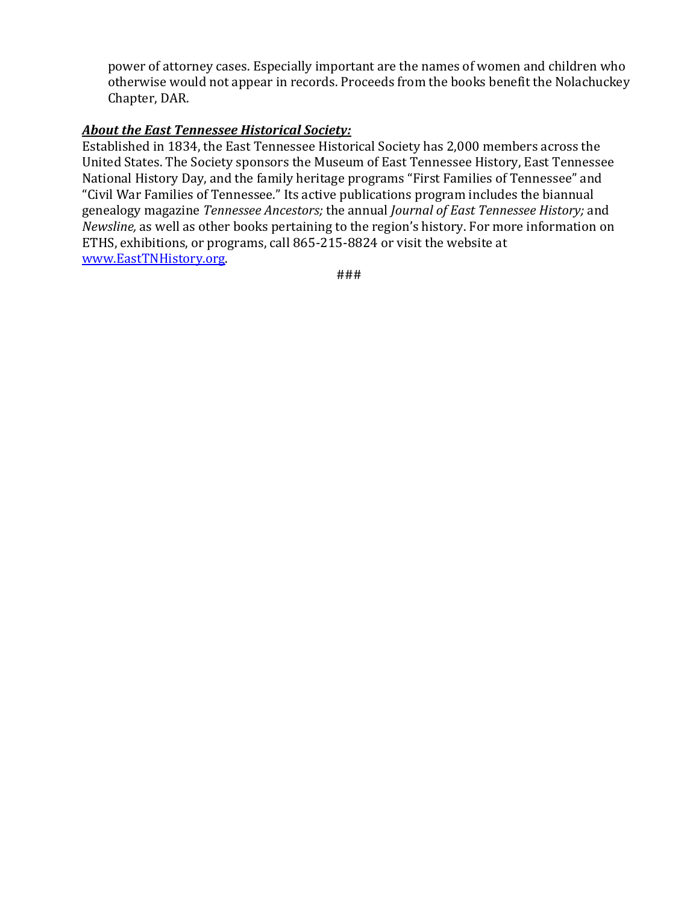power of attorney cases. Especially important are the names of women and children who otherwise would not appear in records. Proceeds from the books benefit the Nolachuckey Chapter, DAR.

***About the East Tennessee Historical Society:***

Established in 1834, the East Tennessee Historical Society has 2,000 members across the United States. The Society sponsors the Museum of East Tennessee History, East Tennessee National History Day, and the family heritage programs "First Families of Tennessee" and "Civil War Families of Tennessee." Its active publications program includes the biannual genealogy magazine *Tennessee Ancestors;* the annual *Journal of East Tennessee History;* and *Newsline,* as well as other books pertaining to the region's history. For more information on ETHS, exhibitions, or programs, call 865-215-8824 or visit the website at [www.EastTNHistory.org](http://www.EastTNHistory.org).

###